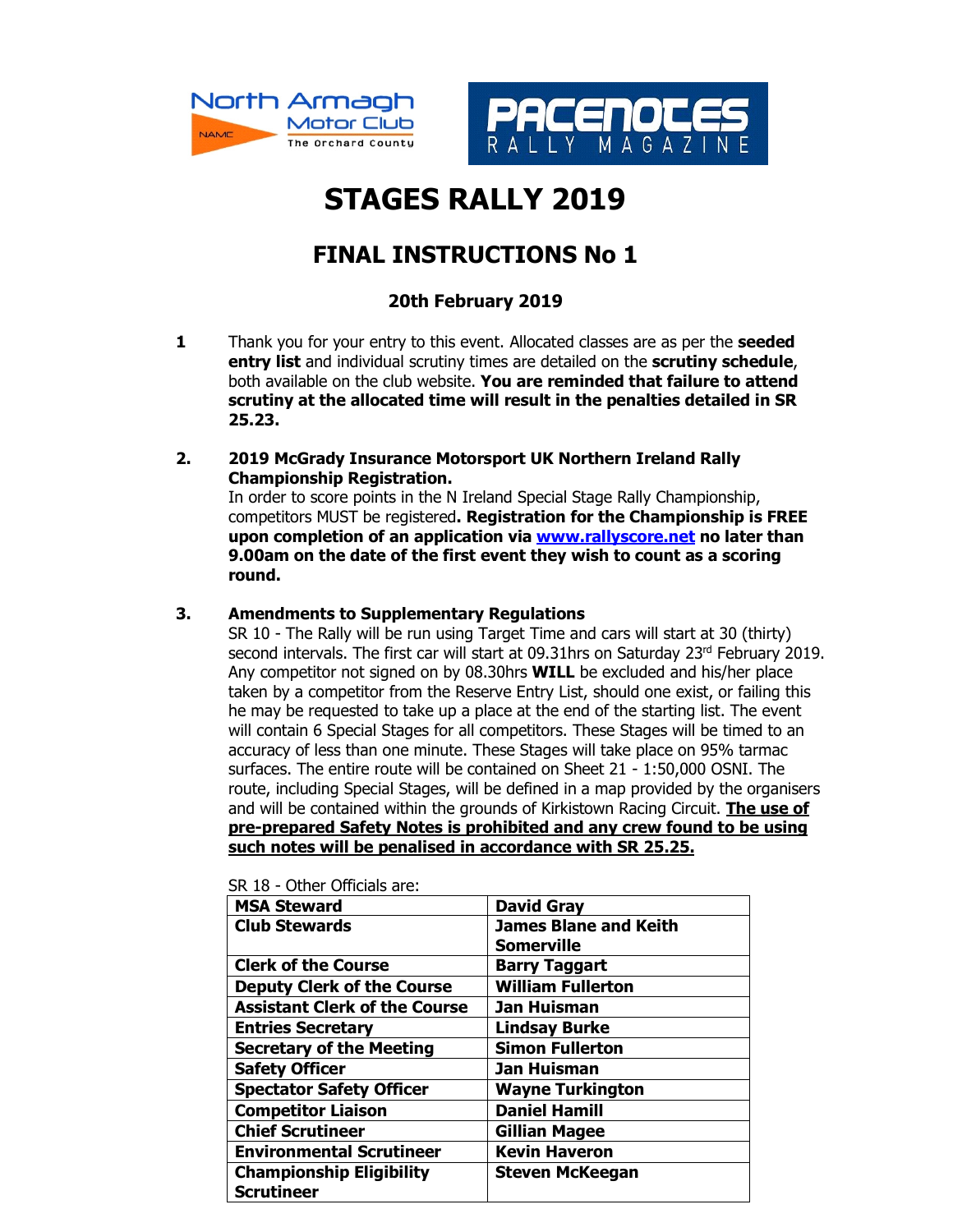# STAGES RALLY 2019

## FINAL INSTRUCTIONS No 1

### 20th February 2019

**1** Thank you for your entry to this event. Allocated classes are as per the **seeded entry list** and individual scrutiny times are detailed on the **scrutiny schedule**, both available on the club website. **You are reminded that failure to attend scrutiny at the allocated time will result in the penalties detailed in SR 25.23.**

**2. 2019 McGrady Insurance Motorsport UK Northern Ireland Rally Championship Registration.**

In order to score points in the N Ireland Special Stage Rally Championship, competitors MUST be registered**. Registration for the Championship is FREE upon completion of an application via [www.rallyscore.net](http://www.rallyscore.net) no later than 9.00am on the date of the first event they wish to count as a scoring round.**

**3. Amendments to Supplementary Regulations**

SR 10 - The Rally will be run using Target Time and cars will start at 30 (thirty) second intervals. The first car will start at 09.31hrs on Saturday 23rd February 2019. Any competitor not signed on by 08.30hrs **WILL** be excluded and his/her place taken by a competitor from the Reserve Entry List, should one exist, or failing this he may be requested to take up a place at the end of the starting list. The event will contain 6 Special Stages for all competitors. These Stages will be timed to an accuracy of less than one minute. These Stages will take place on 95% tarmac surfaces. The entire route will be contained on Sheet 21 - 1:50,000 OSNI. The route, including Special Stages, will be defined in a map provided by the organisers and will be contained within the grounds of Kirkistown Racing Circuit. **The use of pre-prepared Safety Notes is prohibited and any crew found to be using such notes will be penalised in accordance with SR 25.25.**

SR 18 - Other Officials are:

| | |
|---|---|
| **MSA Steward** | **David Gray** |
| **Club Stewards** | **James Blane and Keith Somerville** |
| **Clerk of the Course** | **Barry Taggart** |
| **Deputy Clerk of the Course** | **William Fullerton** |
| **Assistant Clerk of the Course** | **Jan Huisman** |
| **Entries Secretary** | **Lindsay Burke** |
| **Secretary of the Meeting** | **Simon Fullerton** |
| **Safety Officer** | **Jan Huisman** |
| **Spectator Safety Officer** | **Wayne Turkington** |
| **Competitor Liaison** | **Daniel Hamill** |
| **Chief Scrutineer** | **Gillian Magee** |
| **Environmental Scrutineer** | **Kevin Haveron** |
| **Championship Eligibility Scrutineer** | **Steven McKeegan** |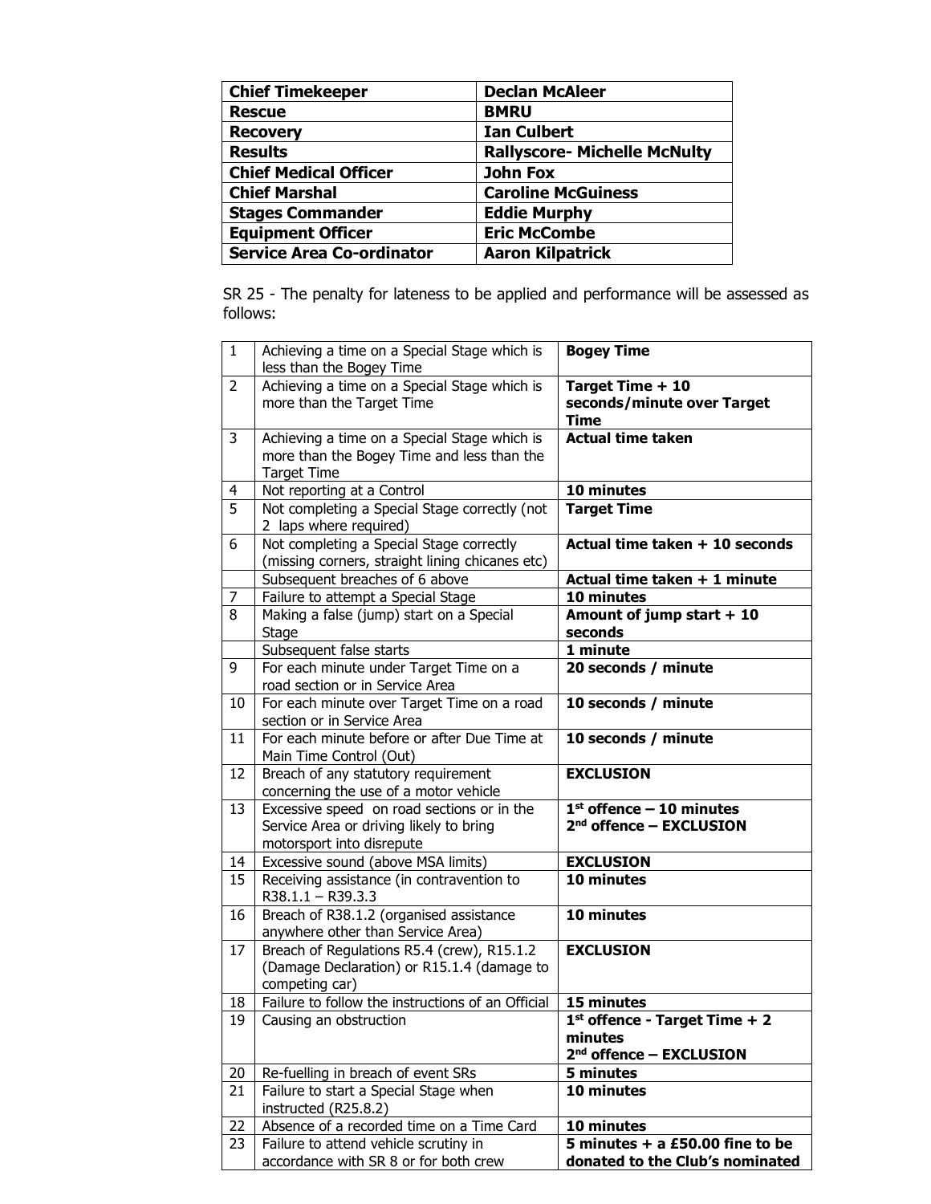| | |
|---|---|
| **Chief Timekeeper** | **Declan McAleer** |
| **Rescue** | **BMRU** |
| **Recovery** | **Ian Culbert** |
| **Results** | **Rallyscore- Michelle McNulty** |
| **Chief Medical Officer** | **John Fox** |
| **Chief Marshal** | **Caroline McGuiness** |
| **Stages Commander** | **Eddie Murphy** |
| **Equipment Officer** | **Eric McCombe** |
| **Service Area Co-ordinator** | **Aaron Kilpatrick** |

SR 25 - The penalty for lateness to be applied and performance will be assessed as follows:

| | | |
|---|---|---|
| 1 | Achieving a time on a Special Stage which is less than the Bogey Time | **Bogey Time** |
| 2 | Achieving a time on a Special Stage which is more than the Target Time | **Target Time + 10 seconds/minute over Target Time** |
| 3 | Achieving a time on a Special Stage which is more than the Bogey Time and less than the Target Time | **Actual time taken** |
| 4 | Not reporting at a Control | **10 minutes** |
| 5 | Not completing a Special Stage correctly (not 2 laps where required) | **Target Time** |
| 6 | Not completing a Special Stage correctly (missing corners, straight lining chicanes etc) | **Actual time taken + 10 seconds** |
| | Subsequent breaches of 6 above | **Actual time taken + 1 minute** |
| 7 | Failure to attempt a Special Stage | **10 minutes** |
| 8 | Making a false (jump) start on a Special Stage | **Amount of jump start + 10 seconds** |
| | Subsequent false starts | **1 minute** |
| 9 | For each minute under Target Time on a road section or in Service Area | **20 seconds / minute** |
| 10 | For each minute over Target Time on a road section or in Service Area | **10 seconds / minute** |
| 11 | For each minute before or after Due Time at Main Time Control (Out) | **10 seconds / minute** |
| 12 | Breach of any statutory requirement concerning the use of a motor vehicle | **EXCLUSION** |
| 13 | Excessive speed on road sections or in the Service Area or driving likely to bring motorsport into disrepute | **1st offence – 10 minutes**<br>**2nd offence – EXCLUSION** |
| 14 | Excessive sound (above MSA limits) | **EXCLUSION** |
| 15 | Receiving assistance (in contravention to R38.1.1 – R39.3.3 | **10 minutes** |
| 16 | Breach of R38.1.2 (organised assistance anywhere other than Service Area) | **10 minutes** |
| 17 | Breach of Regulations R5.4 (crew), R15.1.2 (Damage Declaration) or R15.1.4 (damage to competing car) | **EXCLUSION** |
| 18 | Failure to follow the instructions of an Official | **15 minutes** |
| 19 | Causing an obstruction | **1st offence - Target Time + 2 minutes**<br>**2nd offence – EXCLUSION** |
| 20 | Re-fuelling in breach of event SRs | **5 minutes** |
| 21 | Failure to start a Special Stage when instructed (R25.8.2) | **10 minutes** |
| 22 | Absence of a recorded time on a Time Card | **10 minutes** |
| 23 | Failure to attend vehicle scrutiny in accordance with SR 8 or for both crew | **5 minutes + a £50.00 fine to be donated to the Club's nominated** |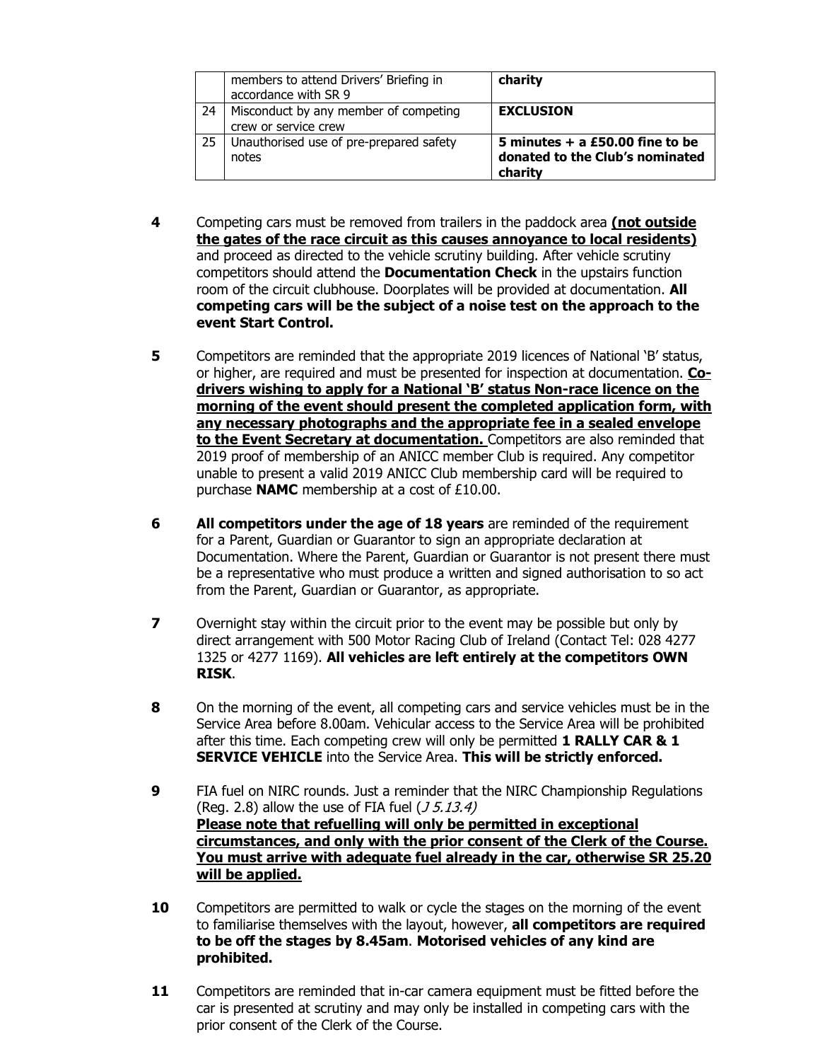|  |  |  |
|---|---|---|
|  | members to attend Drivers' Briefing in accordance with SR 9 | **charity** |
| 24 | Misconduct by any member of competing crew or service crew | **EXCLUSION** |
| 25 | Unauthorised use of pre-prepared safety notes | **5 minutes + a £50.00 fine to be donated to the Club's nominated charity** |

**4** Competing cars must be removed from trailers in the paddock area **<u>(not outside the gates of the race circuit as this causes annoyance to local residents)</u>** and proceed as directed to the vehicle scrutiny building. After vehicle scrutiny competitors should attend the **Documentation Check** in the upstairs function room of the circuit clubhouse. Doorplates will be provided at documentation. **All competing cars will be the subject of a noise test on the approach to the event Start Control.**

**5** Competitors are reminded that the appropriate 2019 licences of National 'B' status, or higher, are required and must be presented for inspection at documentation. **<u>Co-drivers wishing to apply for a National 'B' status Non-race licence on the morning of the event should present the completed application form, with any necessary photographs and the appropriate fee in a sealed envelope to the Event Secretary at documentation.</u>** Competitors are also reminded that 2019 proof of membership of an ANICC member Club is required. Any competitor unable to present a valid 2019 ANICC Club membership card will be required to purchase **NAMC** membership at a cost of £10.00.

**6** **All competitors under the age of 18 years** are reminded of the requirement for a Parent, Guardian or Guarantor to sign an appropriate declaration at Documentation. Where the Parent, Guardian or Guarantor is not present there must be a representative who must produce a written and signed authorisation to so act from the Parent, Guardian or Guarantor, as appropriate.

**7** Overnight stay within the circuit prior to the event may be possible but only by direct arrangement with 500 Motor Racing Club of Ireland (Contact Tel: 028 4277 1325 or 4277 1169). **All vehicles are left entirely at the competitors OWN RISK**.

**8** On the morning of the event, all competing cars and service vehicles must be in the Service Area before 8.00am. Vehicular access to the Service Area will be prohibited after this time. Each competing crew will only be permitted **1 RALLY CAR & 1 SERVICE VEHICLE** into the Service Area. **This will be strictly enforced.**

**9** FIA fuel on NIRC rounds. Just a reminder that the NIRC Championship Regulations (Reg. 2.8) allow the use of FIA fuel (*J 5.13.4)*
**<u>Please note that refuelling will only be permitted in exceptional circumstances, and only with the prior consent of the Clerk of the Course. You must arrive with adequate fuel already in the car, otherwise SR 25.20 will be applied.</u>**

**10** Competitors are permitted to walk or cycle the stages on the morning of the event to familiarise themselves with the layout, however, **all competitors are required to be off the stages by 8.45am**. **Motorised vehicles of any kind are prohibited.**

**11** Competitors are reminded that in-car camera equipment must be fitted before the car is presented at scrutiny and may only be installed in competing cars with the prior consent of the Clerk of the Course.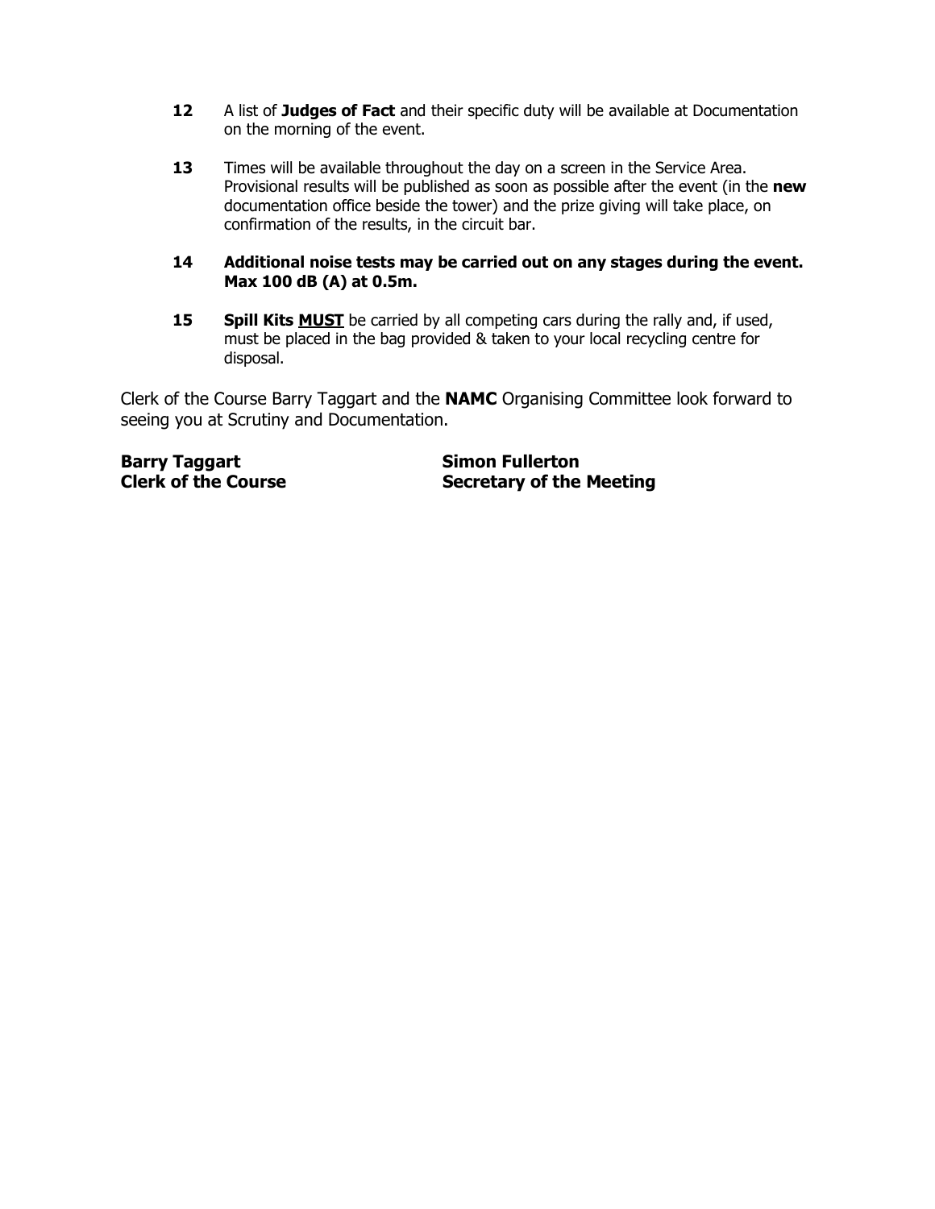**12** A list of **Judges of Fact** and their specific duty will be available at Documentation on the morning of the event.

**13** Times will be available throughout the day on a screen in the Service Area. Provisional results will be published as soon as possible after the event (in the **new** documentation office beside the tower) and the prize giving will take place, on confirmation of the results, in the circuit bar.

**14 Additional noise tests may be carried out on any stages during the event. Max 100 dB (A) at 0.5m.**

**15** **Spill Kits <u>MUST</u>** be carried by all competing cars during the rally and, if used, must be placed in the bag provided & taken to your local recycling centre for disposal.

Clerk of the Course Barry Taggart and the **NAMC** Organising Committee look forward to seeing you at Scrutiny and Documentation.

**Barry Taggart**
**Clerk of the Course**

**Simon Fullerton**
**Secretary of the Meeting**